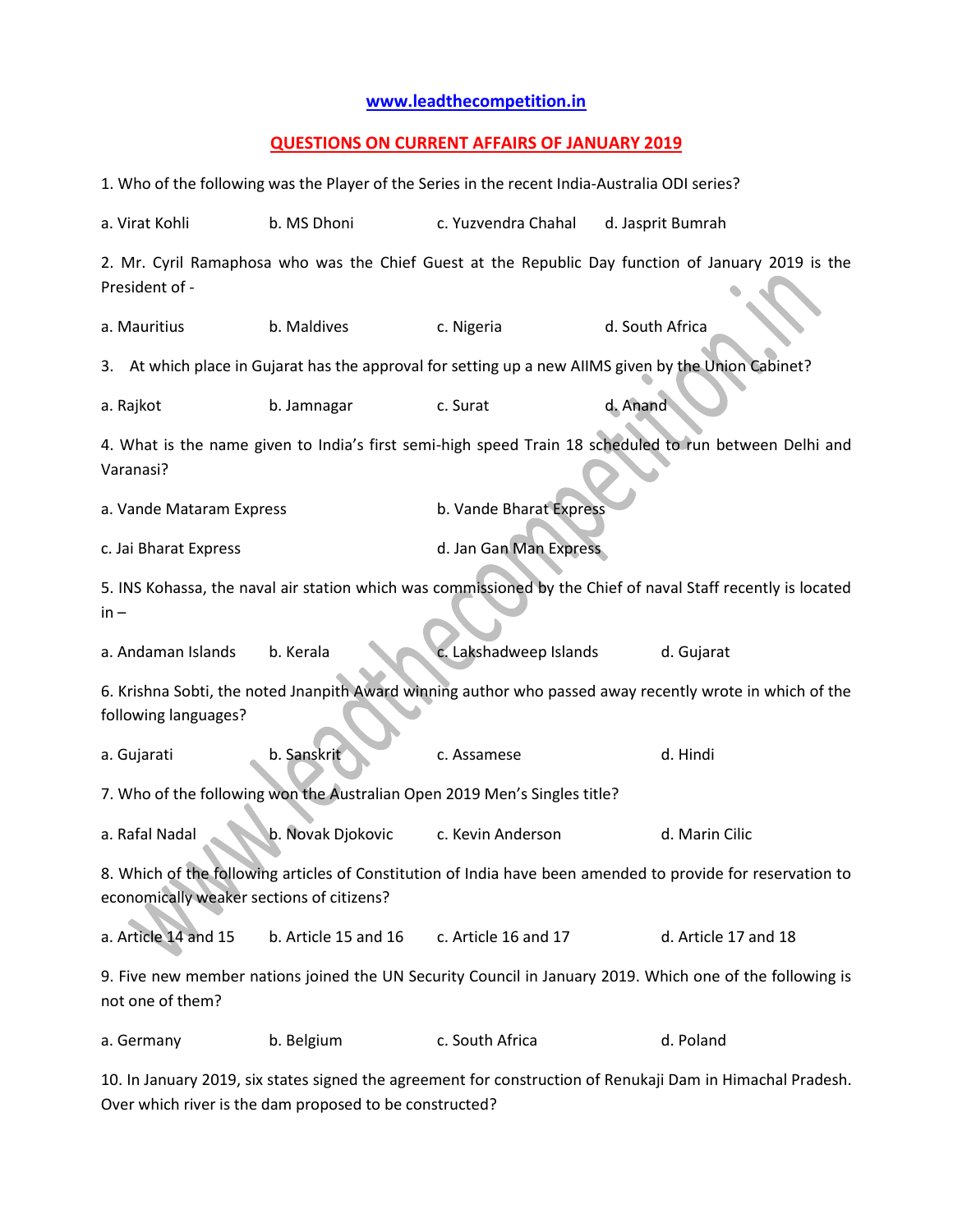**www.leadthecompetition.in**

**QUESTIONS ON CURRENT AFFAIRS OF JANUARY 2019**

1. Who of the following was the Player of the Series in the recent India-Australia ODI series?

a. Virat Kohli b. MS Dhoni c. Yuzvendra Chahal d. Jasprit Bumrah

2. Mr. Cyril Ramaphosa who was the Chief Guest at the Republic Day function of January 2019 is the President of -

a. Mauritius b. Maldives c. Nigeria d. South Africa

3. At which place in Gujarat has the approval for setting up a new AIIMS given by the Union Cabinet?

a. Rajkot b. Jamnagar c. Surat d. Anand

4. What is the name given to India's first semi-high speed Train 18 scheduled to run between Delhi and Varanasi?

a. Vande Mataram Express b. Vande Bharat Express

c. Jai Bharat Express d. Jan Gan Man Express

5. INS Kohassa, the naval air station which was commissioned by the Chief of naval Staff recently is located in –

a. Andaman Islands b. Kerala c. Lakshadweep Islands d. Gujarat

6. Krishna Sobti, the noted Jnanpith Award winning author who passed away recently wrote in which of the following languages?

a. Gujarati b. Sanskrit c. Assamese d. Hindi

7. Who of the following won the Australian Open 2019 Men's Singles title?

a. Rafal Nadal b. Novak Djokovic c. Kevin Anderson d. Marin Cilic

8. Which of the following articles of Constitution of India have been amended to provide for reservation to economically weaker sections of citizens?

a. Article 14 and 15 b. Article 15 and 16 c. Article 16 and 17 d. Article 17 and 18

9. Five new member nations joined the UN Security Council in January 2019. Which one of the following is not one of them?

a. Germany b. Belgium c. South Africa d. Poland

10. In January 2019, six states signed the agreement for construction of Renukaji Dam in Himachal Pradesh. Over which river is the dam proposed to be constructed?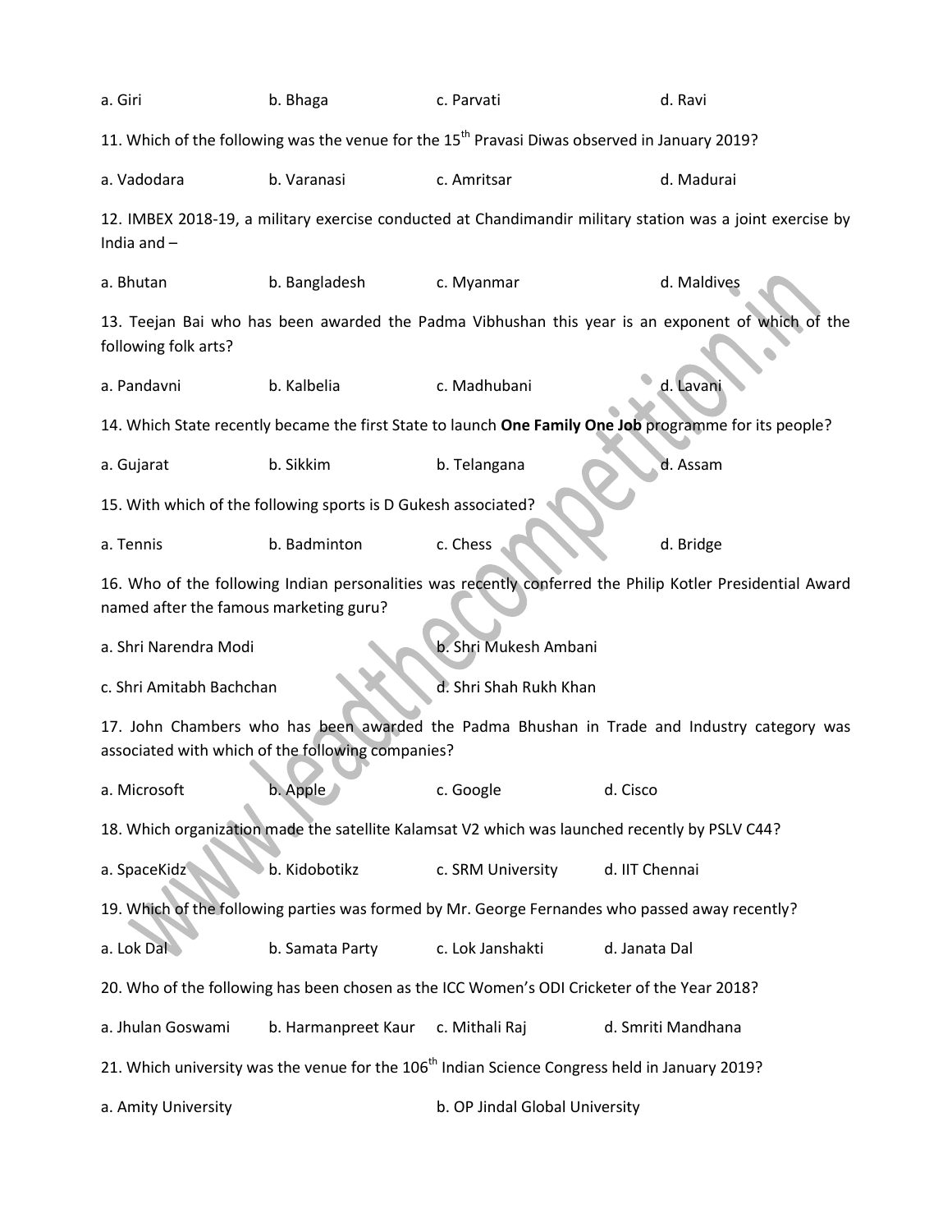a. Giri b. Bhaga c. Parvati d. Ravi

11. Which of the following was the venue for the 15th Pravasi Diwas observed in January 2019?

a. Vadodara b. Varanasi c. Amritsar d. Madurai

12. IMBEX 2018-19, a military exercise conducted at Chandimandir military station was a joint exercise by India and –

a. Bhutan b. Bangladesh c. Myanmar d. Maldives

13. Teejan Bai who has been awarded the Padma Vibhushan this year is an exponent of which of the following folk arts?

a. Pandavni b. Kalbelia c. Madhubani d. Lavani

14. Which State recently became the first State to launch **One Family One Job** programme for its people?

a. Gujarat b. Sikkim b. Telangana d. Assam

15. With which of the following sports is D Gukesh associated?

a. Tennis b. Badminton c. Chess d. Bridge

16. Who of the following Indian personalities was recently conferred the Philip Kotler Presidential Award named after the famous marketing guru?

a. Shri Narendra Modi b. Shri Mukesh Ambani

c. Shri Amitabh Bachchan d. Shri Shah Rukh Khan

17. John Chambers who has been awarded the Padma Bhushan in Trade and Industry category was associated with which of the following companies?

a. Microsoft b. Apple c. Google d. Cisco

18. Which organization made the satellite Kalamsat V2 which was launched recently by PSLV C44?

a. SpaceKidz b. Kidobotikz c. SRM University d. IIT Chennai

19. Which of the following parties was formed by Mr. George Fernandes who passed away recently?

a. Lok Dal b. Samata Party c. Lok Janshakti d. Janata Dal

20. Who of the following has been chosen as the ICC Women's ODI Cricketer of the Year 2018?

a. Jhulan Goswami b. Harmanpreet Kaur c. Mithali Raj d. Smriti Mandhana

21. Which university was the venue for the 106th Indian Science Congress held in January 2019?

a. Amity University b. OP Jindal Global University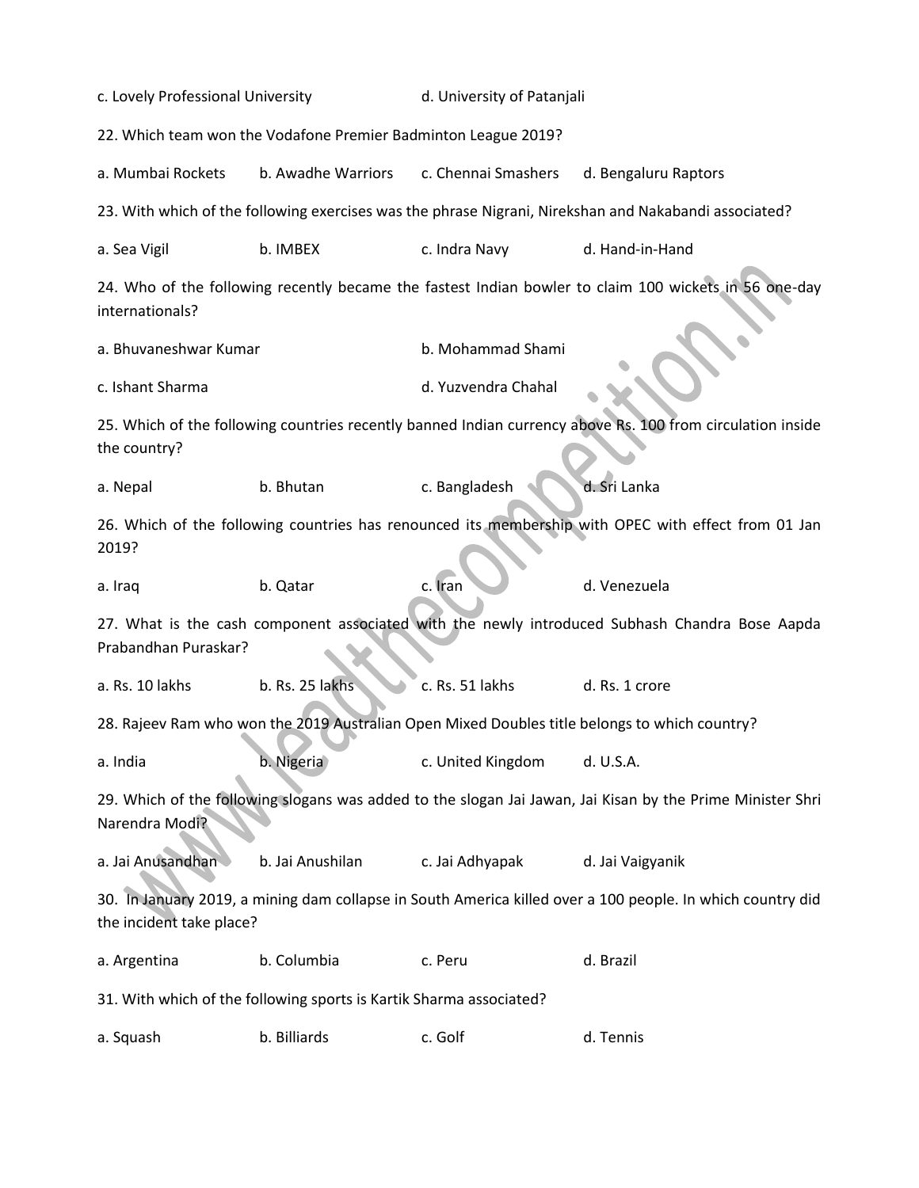c. Lovely Professional University d. University of Patanjali

22. Which team won the Vodafone Premier Badminton League 2019?

a. Mumbai Rockets b. Awadhe Warriors c. Chennai Smashers d. Bengaluru Raptors

23. With which of the following exercises was the phrase Nigrani, Nirekshan and Nakabandi associated?

a. Sea Vigil b. IMBEX c. Indra Navy d. Hand-in-Hand

24. Who of the following recently became the fastest Indian bowler to claim 100 wickets in 56 one-day internationals?

a. Bhuvaneshwar Kumar b. Mohammad Shami

c. Ishant Sharma d. Yuzvendra Chahal

25. Which of the following countries recently banned Indian currency above Rs. 100 from circulation inside the country?

a. Nepal b. Bhutan c. Bangladesh d. Sri Lanka

26. Which of the following countries has renounced its membership with OPEC with effect from 01 Jan 2019?

a. Iraq b. Qatar c. Iran d. Venezuela

27. What is the cash component associated with the newly introduced Subhash Chandra Bose Aapda Prabandhan Puraskar?

a. Rs. 10 lakhs b. Rs. 25 lakhs c. Rs. 51 lakhs d. Rs. 1 crore

28. Rajeev Ram who won the 2019 Australian Open Mixed Doubles title belongs to which country?

a. India b. Nigeria c. United Kingdom d. U.S.A.

29. Which of the following slogans was added to the slogan Jai Jawan, Jai Kisan by the Prime Minister Shri Narendra Modi?

a. Jai Anusandhan b. Jai Anushilan c. Jai Adhyapak d. Jai Vaigyanik

30. In January 2019, a mining dam collapse in South America killed over a 100 people. In which country did the incident take place?

a. Argentina b. Columbia c. Peru d. Brazil

31. With which of the following sports is Kartik Sharma associated?

a. Squash b. Billiards c. Golf d. Tennis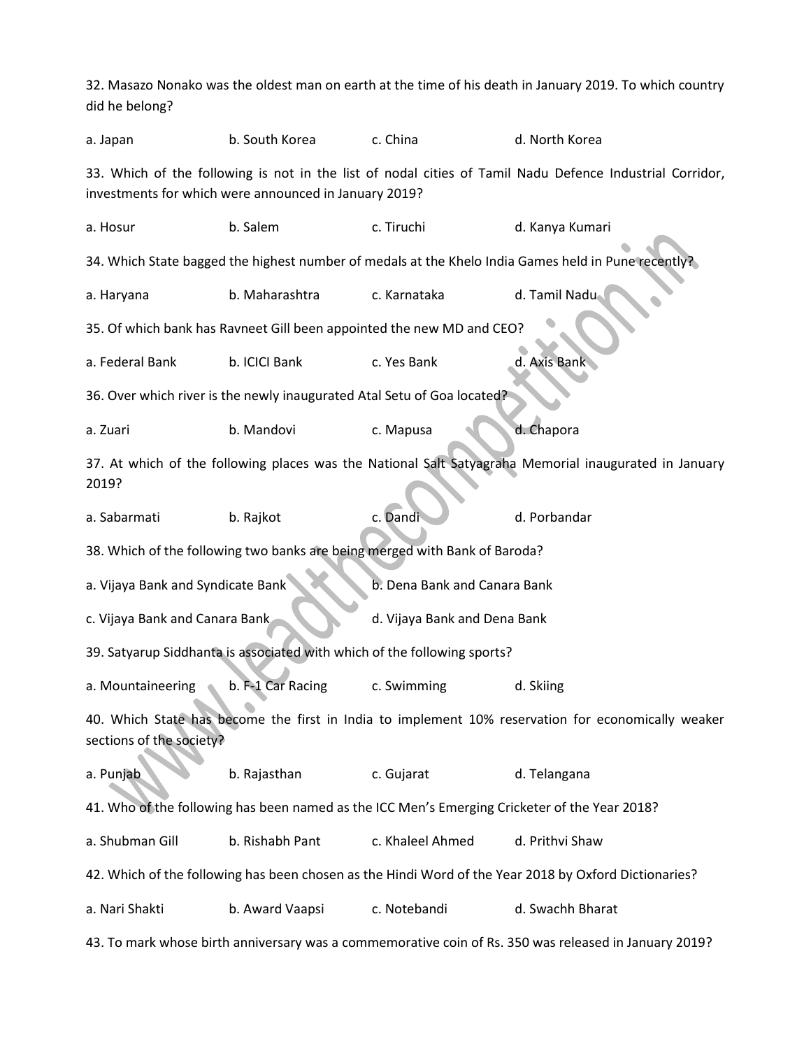32. Masazo Nonako was the oldest man on earth at the time of his death in January 2019. To which country did he belong?

a. Japan b. South Korea c. China d. North Korea

33. Which of the following is not in the list of nodal cities of Tamil Nadu Defence Industrial Corridor, investments for which were announced in January 2019?

a. Hosur b. Salem c. Tiruchi d. Kanya Kumari

34. Which State bagged the highest number of medals at the Khelo India Games held in Pune recently?

a. Haryana b. Maharashtra c. Karnataka d. Tamil Nadu

35. Of which bank has Ravneet Gill been appointed the new MD and CEO?

a. Federal Bank b. ICICI Bank c. Yes Bank d. Axis Bank

36. Over which river is the newly inaugurated Atal Setu of Goa located?

a. Zuari b. Mandovi c. Mapusa d. Chapora

37. At which of the following places was the National Salt Satyagraha Memorial inaugurated in January 2019?

a. Sabarmati b. Rajkot c. Dandi d. Porbandar

38. Which of the following two banks are being merged with Bank of Baroda?

a. Vijaya Bank and Syndicate Bank b. Dena Bank and Canara Bank

c. Vijaya Bank and Canara Bank d. Vijaya Bank and Dena Bank

39. Satyarup Siddhanta is associated with which of the following sports?

a. Mountaineering b. F-1 Car Racing c. Swimming d. Skiing

40. Which State has become the first in India to implement 10% reservation for economically weaker sections of the society?

a. Punjab b. Rajasthan c. Gujarat d. Telangana

41. Who of the following has been named as the ICC Men's Emerging Cricketer of the Year 2018?

a. Shubman Gill b. Rishabh Pant c. Khaleel Ahmed d. Prithvi Shaw

42. Which of the following has been chosen as the Hindi Word of the Year 2018 by Oxford Dictionaries?

a. Nari Shakti b. Award Vaapsi c. Notebandi d. Swachh Bharat

43. To mark whose birth anniversary was a commemorative coin of Rs. 350 was released in January 2019?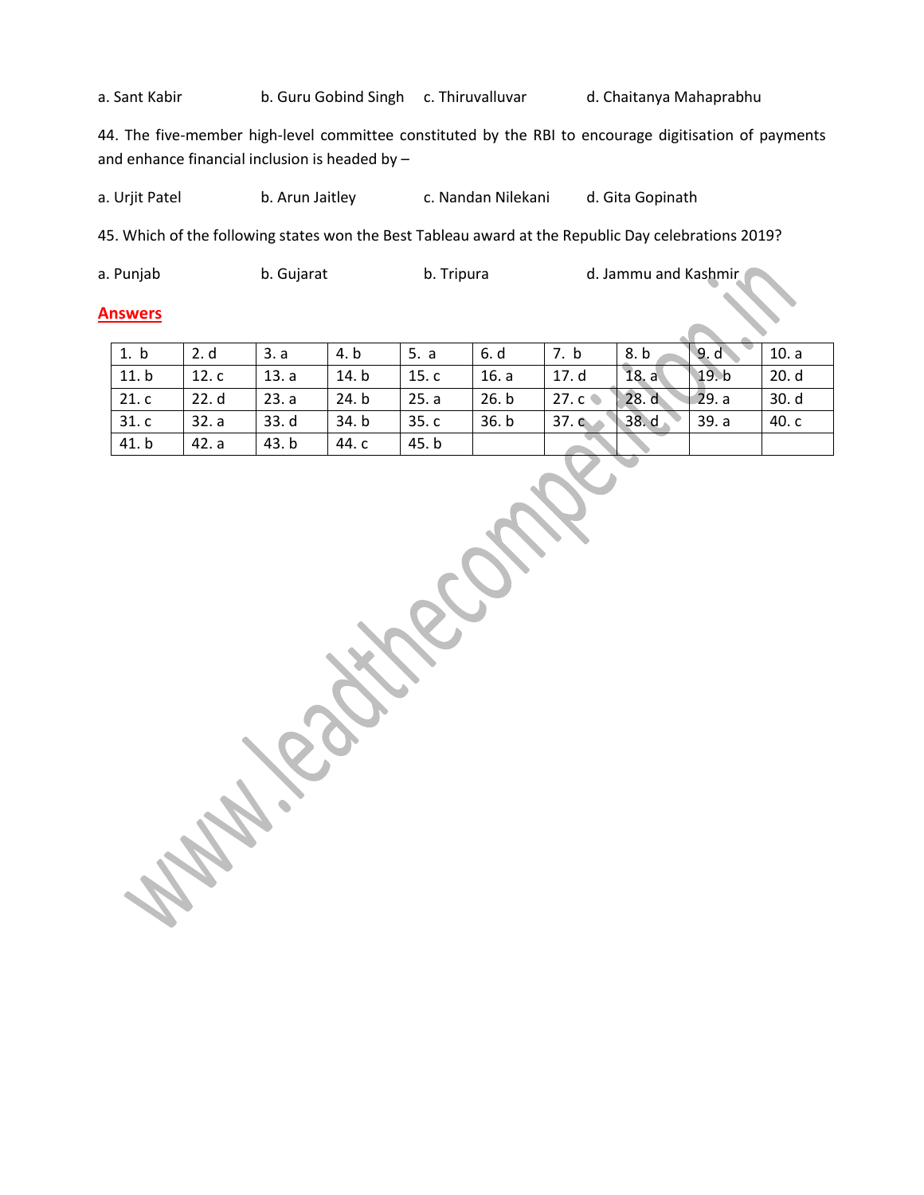a. Sant Kabir b. Guru Gobind Singh c. Thiruvalluvar d. Chaitanya Mahaprabhu

44. The five-member high-level committee constituted by the RBI to encourage digitisation of payments and enhance financial inclusion is headed by –

a. Urjit Patel b. Arun Jaitley c. Nandan Nilekani d. Gita Gopinath

45. Which of the following states won the Best Tableau award at the Republic Day celebrations 2019?

a. Punjab b. Gujarat b. Tripura d. Jammu and Kashmir

## Answers

| | | | | | | | | | |
|---|---|---|---|---|---|---|---|---|---|
| 1. b | 2. d | 3. a | 4. b | 5. a | 6. d | 7. b | 8. b | 9. d | 10. a |
| 11. b | 12. c | 13. a | 14. b | 15. c | 16. a | 17. d | 18. a | 19. b | 20. d |
| 21. c | 22. d | 23. a | 24. b | 25. a | 26. b | 27. c | 28. d | 29. a | 30. d |
| 31. c | 32. a | 33. d | 34. b | 35. c | 36. b | 37. c | 38. d | 39. a | 40. c |
| 41. b | 42. a | 43. b | 44. c | 45. b | | | | | |